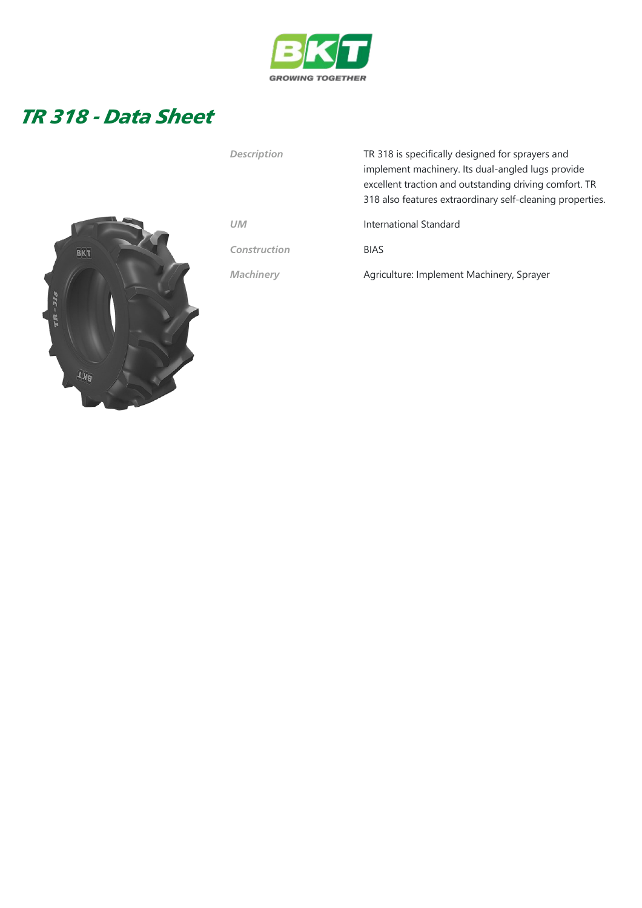# TR 318 - Data Sheet

| | |
|---|---|
| *Description* | TR 318 is specifically designed for sprayers and implement machinery. Its dual-angled lugs provide excellent traction and outstanding driving comfort. TR 318 also features extraordinary self-cleaning properties. |
| *UM* | International Standard |
| *Construction* | BIAS |
| *Machinery* | Agriculture: Implement Machinery, Sprayer |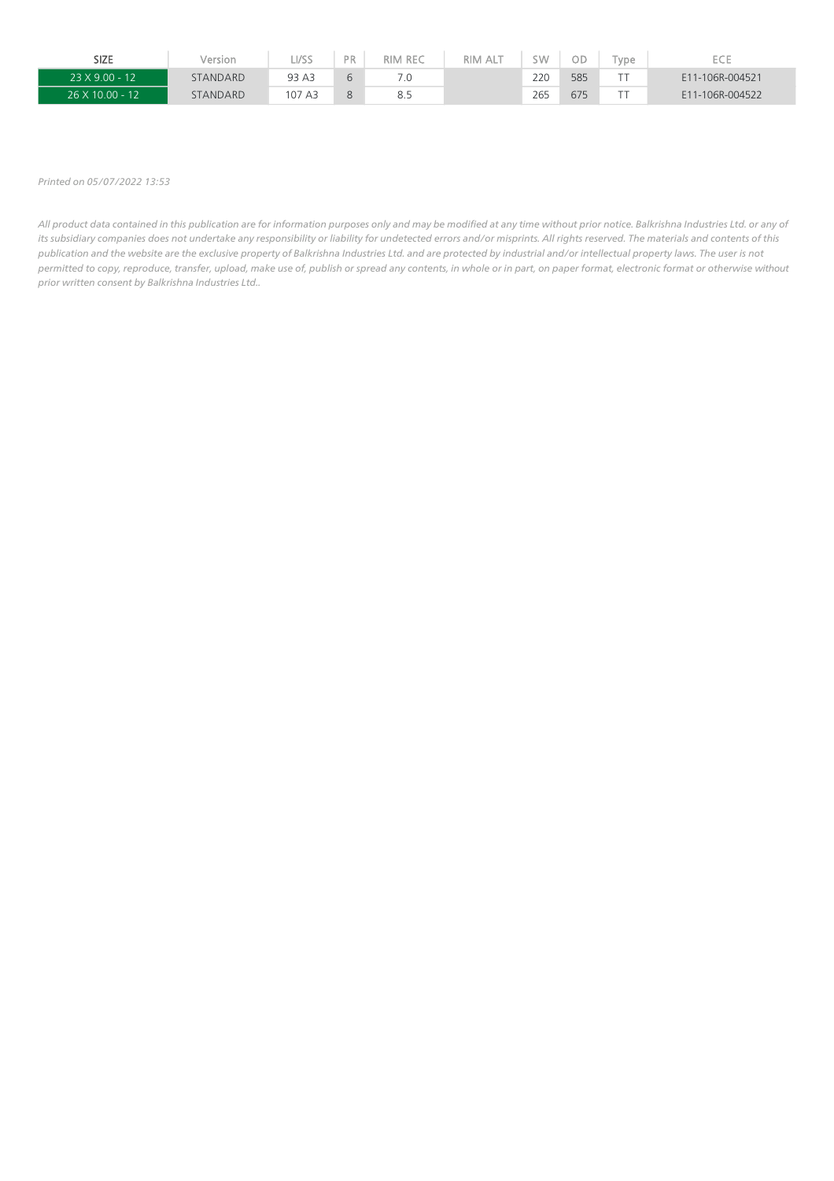| SIZE | Version | LI/SS | PR | RIM REC | RIM ALT | SW | OD | Type | ECE |
|---|---|---|---|---|---|---|---|---|---|
| 23 X 9.00 - 12 | STANDARD | 93 A3 | 6 | 7.0 | | 220 | 585 | TT | E11-106R-004521 |
| 26 X 10.00 - 12 | STANDARD | 107 A3 | 8 | 8.5 | | 265 | 675 | TT | E11-106R-004522 |

*Printed on 05/07/2022 13:53*

*All product data contained in this publication are for information purposes only and may be modified at any time without prior notice. Balkrishna Industries Ltd. or any of its subsidiary companies does not undertake any responsibility or liability for undetected errors and/or misprints. All rights reserved. The materials and contents of this publication and the website are the exclusive property of Balkrishna Industries Ltd. and are protected by industrial and/or intellectual property laws. The user is not permitted to copy, reproduce, transfer, upload, make use of, publish or spread any contents, in whole or in part, on paper format, electronic format or otherwise without prior written consent by Balkrishna Industries Ltd..*